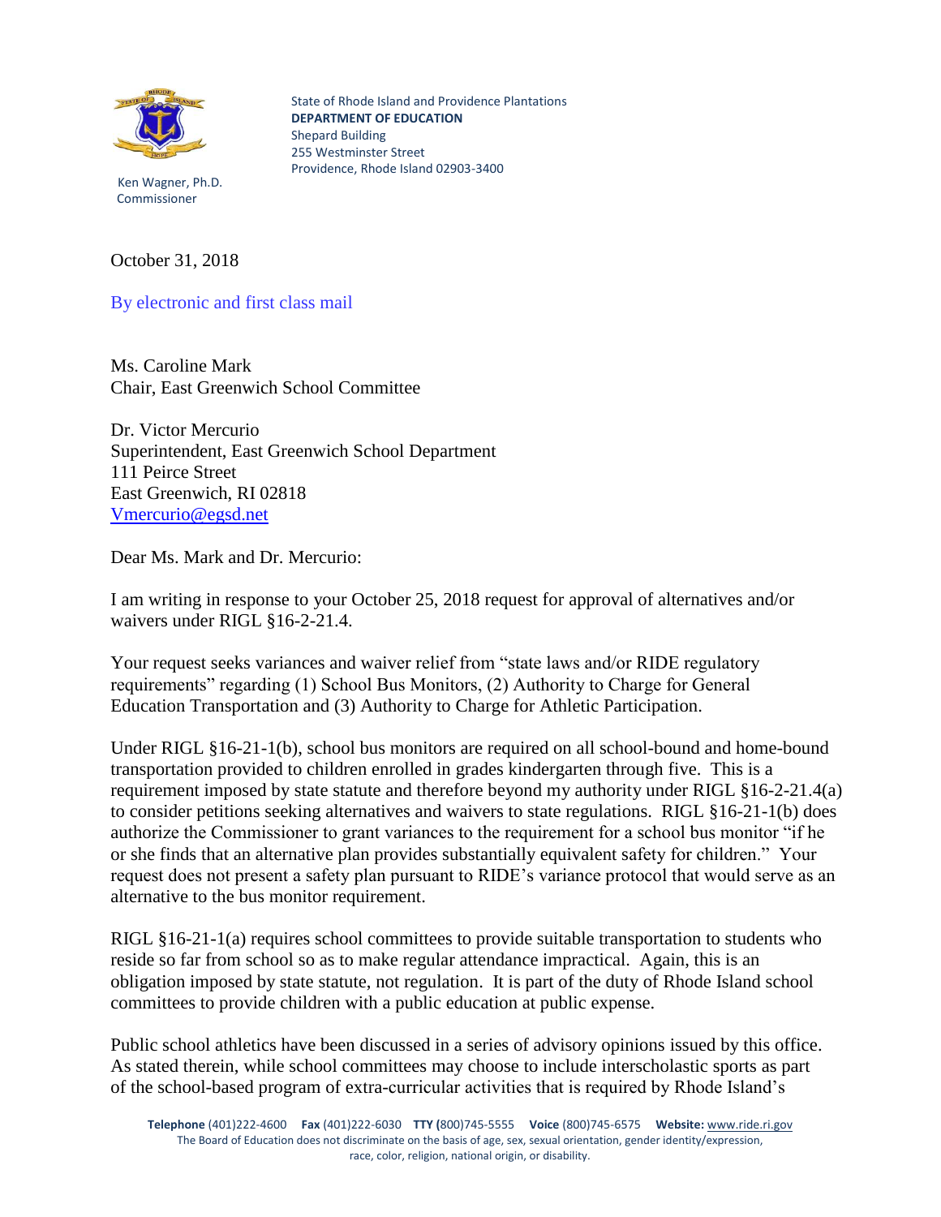State of Rhode Island and Providence Plantations
**DEPARTMENT OF EDUCATION**
Shepard Building
255 Westminster Street
Providence, Rhode Island 02903-3400

Ken Wagner, Ph.D.
Commissioner

October 31, 2018

By electronic and first class mail

Ms. Caroline Mark
Chair, East Greenwich School Committee

Dr. Victor Mercurio
Superintendent, East Greenwich School Department
111 Peirce Street
East Greenwich, RI 02818
Vmercurio@egsd.net

Dear Ms. Mark and Dr. Mercurio:

I am writing in response to your October 25, 2018 request for approval of alternatives and/or waivers under RIGL §16-2-21.4.

Your request seeks variances and waiver relief from "state laws and/or RIDE regulatory requirements" regarding (1) School Bus Monitors, (2) Authority to Charge for General Education Transportation and (3) Authority to Charge for Athletic Participation.

Under RIGL §16-21-1(b), school bus monitors are required on all school-bound and home-bound transportation provided to children enrolled in grades kindergarten through five. This is a requirement imposed by state statute and therefore beyond my authority under RIGL §16-2-21.4(a) to consider petitions seeking alternatives and waivers to state regulations. RIGL §16-21-1(b) does authorize the Commissioner to grant variances to the requirement for a school bus monitor "if he or she finds that an alternative plan provides substantially equivalent safety for children." Your request does not present a safety plan pursuant to RIDE's variance protocol that would serve as an alternative to the bus monitor requirement.

RIGL §16-21-1(a) requires school committees to provide suitable transportation to students who reside so far from school so as to make regular attendance impractical. Again, this is an obligation imposed by state statute, not regulation. It is part of the duty of Rhode Island school committees to provide children with a public education at public expense.

Public school athletics have been discussed in a series of advisory opinions issued by this office. As stated therein, while school committees may choose to include interscholastic sports as part of the school-based program of extra-curricular activities that is required by Rhode Island's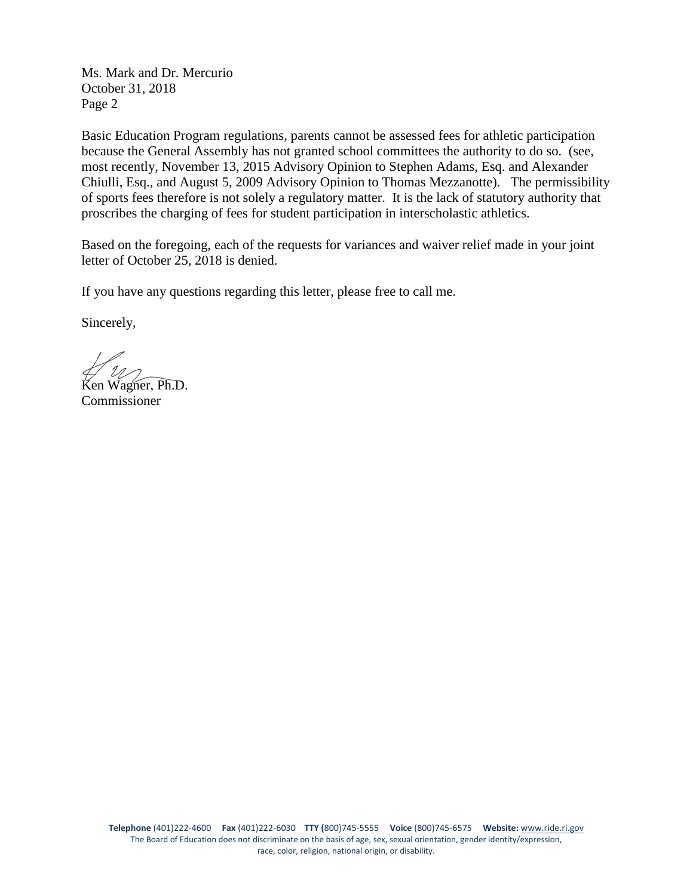Ms. Mark and Dr. Mercurio
October 31, 2018

Basic Education Program regulations, parents cannot be assessed fees for athletic participation because the General Assembly has not granted school committees the authority to do so. (see, most recently, November 13, 2015 Advisory Opinion to Stephen Adams, Esq. and Alexander Chiulli, Esq., and August 5, 2009 Advisory Opinion to Thomas Mezzanotte). The permissibility of sports fees therefore is not solely a regulatory matter. It is the lack of statutory authority that proscribes the charging of fees for student participation in interscholastic athletics.

Based on the foregoing, each of the requests for variances and waiver relief made in your joint letter of October 25, 2018 is denied.

If you have any questions regarding this letter, please free to call me.

Sincerely,

Ken Wagner, Ph.D.
Commissioner